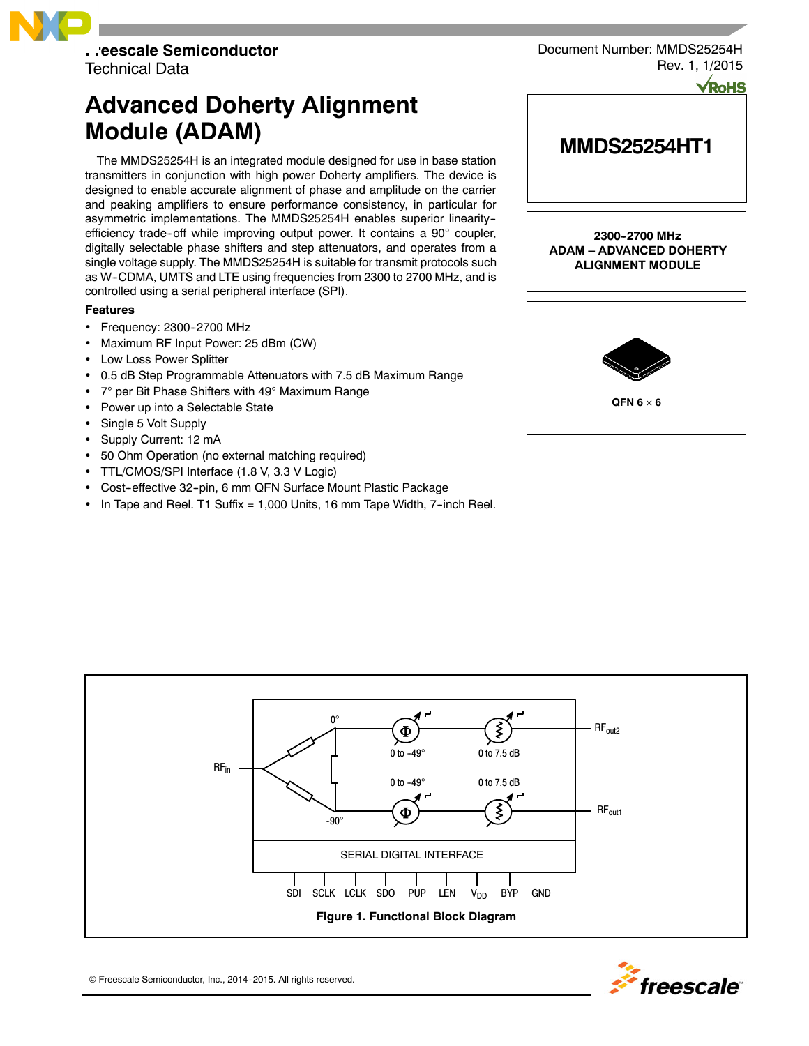Freescale Semiconductor
Technical Data

Document Number: MMDS25254H
Rev. 1, 1/2015

# Advanced Doherty Alignment Module (ADAM)

**MMDS25254HT1**

**2300-2700 MHz**
**ADAM – ADVANCED DOHERTY ALIGNMENT MODULE**

**QFN 6 × 6**

The MMDS25254H is an integrated module designed for use in base station transmitters in conjunction with high power Doherty amplifiers. The device is designed to enable accurate alignment of phase and amplitude on the carrier and peaking amplifiers to ensure performance consistency, in particular for asymmetric implementations. The MMDS25254H enables superior linearity-efficiency trade-off while improving output power. It contains a 90° coupler, digitally selectable phase shifters and step attenuators, and operates from a single voltage supply. The MMDS25254H is suitable for transmit protocols such as W-CDMA, UMTS and LTE using frequencies from 2300 to 2700 MHz, and is controlled using a serial peripheral interface (SPI).

### Features

- Frequency: 2300-2700 MHz
- Maximum RF Input Power: 25 dBm (CW)
- Low Loss Power Splitter
- 0.5 dB Step Programmable Attenuators with 7.5 dB Maximum Range
- 7° per Bit Phase Shifters with 49° Maximum Range
- Power up into a Selectable State
- Single 5 Volt Supply
- Supply Current: 12 mA
- 50 Ohm Operation (no external matching required)
- TTL/CMOS/SPI Interface (1.8 V, 3.3 V Logic)
- Cost-effective 32-pin, 6 mm QFN Surface Mount Plastic Package
- In Tape and Reel. T1 Suffix = 1,000 Units, 16 mm Tape Width, 7-inch Reel.

$RF_{in}$ 0° -90° 0 to -49° 0 to 7.5 dB 0 to -49° 0 to 7.5 dB $RF_{out2}$ $RF_{out1}$

SERIAL DIGITAL INTERFACE

SDI SCLK LCLK SDO PUP LEN $V_{DD}$ BYP GND

**Figure 1. Functional Block Diagram**

© Freescale Semiconductor, Inc., 2014-2015. All rights reserved.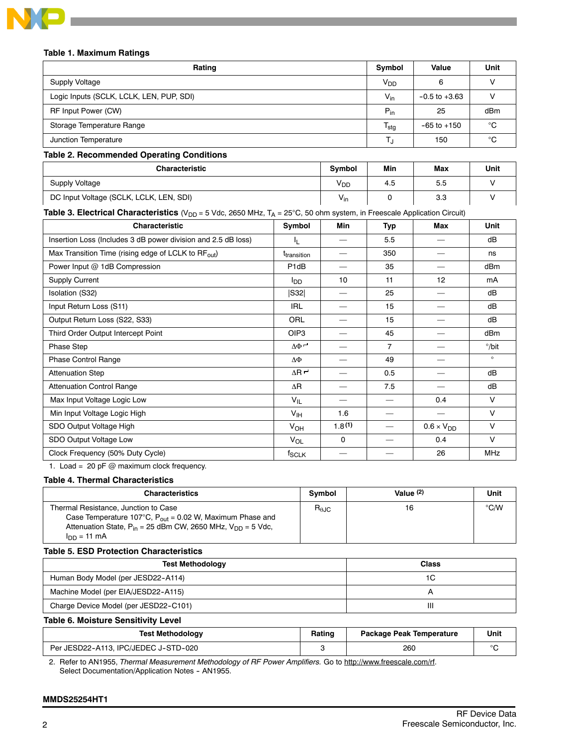### Table 1. Maximum Ratings

| Rating | Symbol | Value | Unit |
|---|---|---|---|
| Supply Voltage | $V_{DD}$ | 6 | V |
| Logic Inputs (SCLK, LCLK, LEN, PUP, SDI) | $V_{in}$ | -0.5 to +3.63 | V |
| RF Input Power (CW) | $P_{in}$ | 25 | dBm |
| Storage Temperature Range | $T_{stg}$ | -65 to +150 | °C |
| Junction Temperature | $T_J$ | 150 | °C |

### Table 2. Recommended Operating Conditions

| Characteristic | Symbol | Min | Max | Unit |
|---|---|---|---|---|
| Supply Voltage | $V_{DD}$ | 4.5 | 5.5 | V |
| DC Input Voltage (SCLK, LCLK, LEN, SDI) | $V_{in}$ | 0 | 3.3 | V |

### Table 3. Electrical Characteristics ($V_{DD}$ = 5 Vdc, 2650 MHz, $T_A$ = 25°C, 50 ohm system, in Freescale Application Circuit)

| Characteristic | Symbol | Min | Typ | Max | Unit |
|---|---|---|---|---|---|
| Insertion Loss (Includes 3 dB power division and 2.5 dB loss) | $I_L$ | — | 5.5 | — | dB |
| Max Transition Time (rising edge of LCLK to $RF_{out}$) | $t_{transition}$ | — | 350 | — | ns |
| Power Input @ 1dB Compression | P1dB | — | 35 | — | dBm |
| Supply Current | $I_{DD}$ | 10 | 11 | 12 | mA |
| Isolation (S32) | \|S32\| | — | 25 | — | dB |
| Input Return Loss (S11) | IRL | — | 15 | — | dB |
| Output Return Loss (S22, S33) | ORL | — | 15 | — | dB |
| Third Order Output Intercept Point | OIP3 | — | 45 | — | dBm |
| Phase Step | $\Delta\Phi$ ⌐ | — | 7 | — | °/bit |
| Phase Control Range | $\Delta\Phi$ | — | 49 | — | ° |
| Attenuation Step | $\Delta R$ ⌐ | — | 0.5 | — | dB |
| Attenuation Control Range | $\Delta R$ | — | 7.5 | — | dB |
| Max Input Voltage Logic Low | $V_{IL}$ | — | — | 0.4 | V |
| Min Input Voltage Logic High | $V_{IH}$ | 1.6 | — | — | V |
| SDO Output Voltage High | $V_{OH}$ | 1.8 (1) | — | 0.6 × $V_{DD}$ | V |
| SDO Output Voltage Low | $V_{OL}$ | 0 | — | 0.4 | V |
| Clock Frequency (50% Duty Cycle) | $f_{SCLK}$ | — | — | 26 | MHz |

1. Load = 20 pF @ maximum clock frequency.

### Table 4. Thermal Characteristics

| Characteristics | Symbol | Value (2) | Unit |
|---|---|---|---|
| Thermal Resistance, Junction to Case<br>Case Temperature 107°C, $P_{out}$ = 0.02 W, Maximum Phase and Attenuation State, $P_{in}$ = 25 dBm CW, 2650 MHz, $V_{DD}$ = 5 Vdc, $I_{DD}$ = 11 mA | $R_{\theta JC}$ | 16 | °C/W |

### Table 5. ESD Protection Characteristics

| Test Methodology | Class |
|---|---|
| Human Body Model (per JESD22-A114) | 1C |
| Machine Model (per EIA/JESD22-A115) | A |
| Charge Device Model (per JESD22-C101) | III |

### Table 6. Moisture Sensitivity Level

| Test Methodology | Rating | Package Peak Temperature | Unit |
|---|---|---|---|
| Per JESD22-A113, IPC/JEDEC J-STD-020 | 3 | 260 | °C |

2. Refer to AN1955, *Thermal Measurement Methodology of RF Power Amplifiers.* Go to http://www.freescale.com/rf. Select Documentation/Application Notes - AN1955.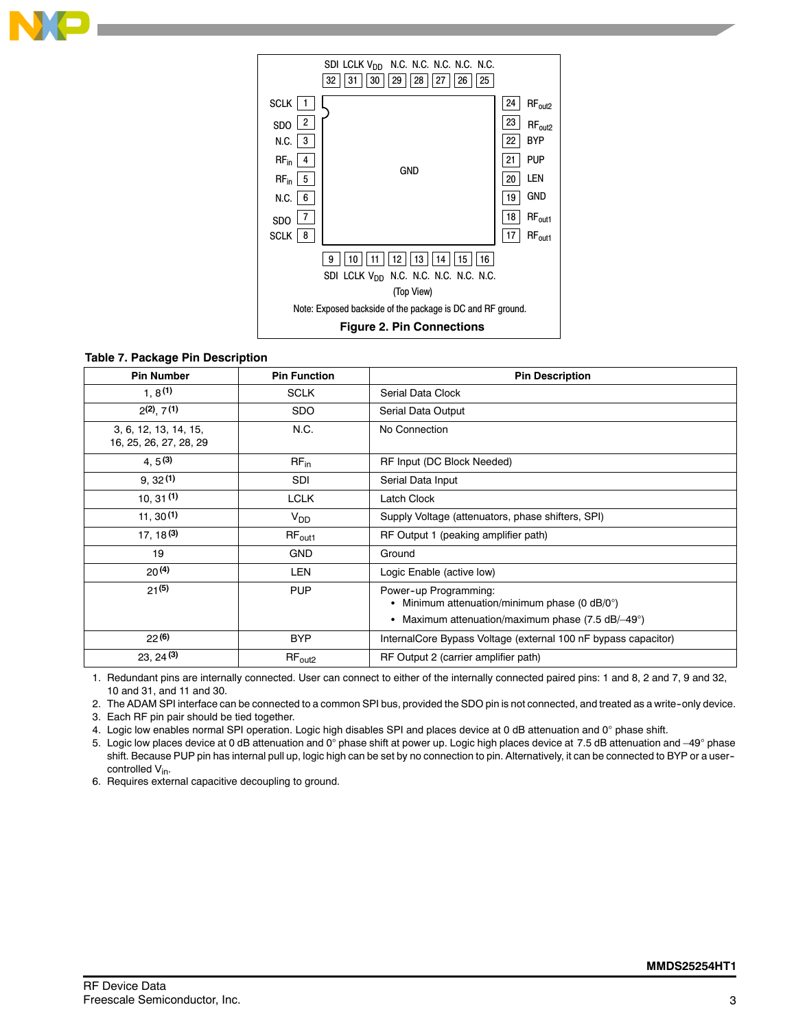SDI LCLK $V_{DD}$ N.C. N.C. N.C. N.C. N.C.

32 31 30 29 28 27 26 25

| Pin | Name | | Pin | Name |
|---|---|---|---|---|
| 1 | SCLK | | 24 | $RF_{out2}$ |
| 2 | SDO | | 23 | $RF_{out2}$ |
| 3 | N.C. | | 22 | BYP |
| 4 | $RF_{in}$ | GND | 21 | PUP |
| 5 | $RF_{in}$ | | 20 | LEN |
| 6 | N.C. | | 19 | GND |
| 7 | SDO | | 18 | $RF_{out1}$ |
| 8 | SCLK | | 17 | $RF_{out1}$ |

9 10 11 12 13 14 15 16

SDI LCLK $V_{DD}$ N.C. N.C. N.C. N.C. N.C.

(Top View)

Note: Exposed backside of the package is DC and RF ground.

**Figure 2. Pin Connections**

**Table 7. Package Pin Description**

| Pin Number | Pin Function | Pin Description |
|---|---|---|
| 1, 8 (1) | SCLK | Serial Data Clock |
| 2 (2), 7 (1) | SDO | Serial Data Output |
| 3, 6, 12, 13, 14, 15, 16, 25, 26, 27, 28, 29 | N.C. | No Connection |
| 4, 5 (3) | $RF_{in}$ | RF Input (DC Block Needed) |
| 9, 32 (1) | SDI | Serial Data Input |
| 10, 31 (1) | LCLK | Latch Clock |
| 11, 30 (1) | $V_{DD}$ | Supply Voltage (attenuators, phase shifters, SPI) |
| 17, 18 (3) | $RF_{out1}$ | RF Output 1 (peaking amplifier path) |
| 19 | GND | Ground |
| 20 (4) | LEN | Logic Enable (active low) |
| 21 (5) | PUP | Power-up Programming:<br>• Minimum attenuation/minimum phase (0 dB/0°)<br>• Maximum attenuation/maximum phase (7.5 dB/–49°) |
| 22 (6) | BYP | InternalCore Bypass Voltage (external 100 nF bypass capacitor) |
| 23, 24 (3) | $RF_{out2}$ | RF Output 2 (carrier amplifier path) |

1. Redundant pins are internally connected. User can connect to either of the internally connected paired pins: 1 and 8, 2 and 7, 9 and 32, 10 and 31, and 11 and 30.
2. The ADAM SPI interface can be connected to a common SPI bus, provided the SDO pin is not connected, and treated as a write-only device.
3. Each RF pin pair should be tied together.
4. Logic low enables normal SPI operation. Logic high disables SPI and places device at 0 dB attenuation and 0° phase shift.
5. Logic low places device at 0 dB attenuation and 0° phase shift at power up. Logic high places device at 7.5 dB attenuation and –49° phase shift. Because PUP pin has internal pull up, logic high can be set by no connection to pin. Alternatively, it can be connected to BYP or a user-controlled $V_{in}$.
6. Requires external capacitive decoupling to ground.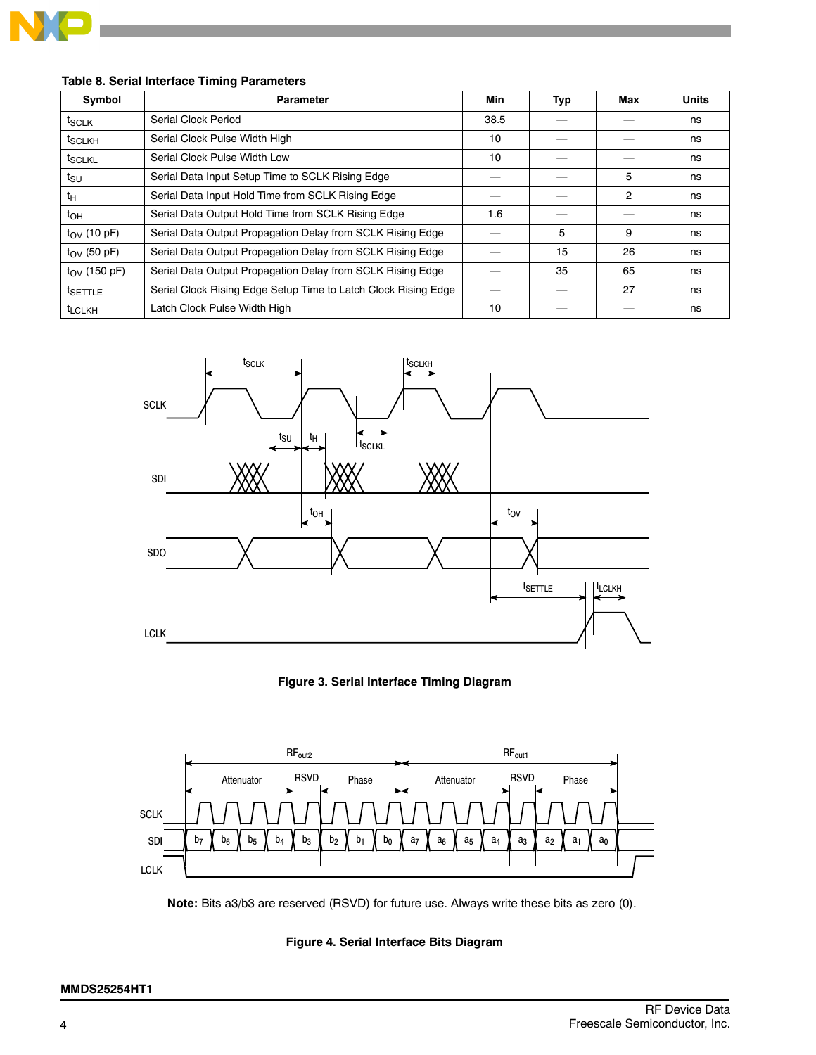**Table 8. Serial Interface Timing Parameters**

| Symbol | Parameter | Min | Typ | Max | Units |
|---|---|---|---|---|---|
| $t_{SCLK}$ | Serial Clock Period | 38.5 | — | — | ns |
| $t_{SCLKH}$ | Serial Clock Pulse Width High | 10 | — | — | ns |
| $t_{SCLKL}$ | Serial Clock Pulse Width Low | 10 | — | — | ns |
| $t_{SU}$ | Serial Data Input Setup Time to SCLK Rising Edge | — | — | 5 | ns |
| $t_H$ | Serial Data Input Hold Time from SCLK Rising Edge | — | — | 2 | ns |
| $t_{OH}$ | Serial Data Output Hold Time from SCLK Rising Edge | 1.6 | — | — | ns |
| $t_{OV}$ (10 pF) | Serial Data Output Propagation Delay from SCLK Rising Edge | — | 5 | 9 | ns |
| $t_{OV}$ (50 pF) | Serial Data Output Propagation Delay from SCLK Rising Edge | — | 15 | 26 | ns |
| $t_{OV}$ (150 pF) | Serial Data Output Propagation Delay from SCLK Rising Edge | — | 35 | 65 | ns |
| $t_{SETTLE}$ | Serial Clock Rising Edge Setup Time to Latch Clock Rising Edge | — | — | 27 | ns |
| $t_{LCLKH}$ | Latch Clock Pulse Width High | 10 | — | — | ns |

**Figure 3. Serial Interface Timing Diagram**

**Note:** Bits a3/b3 are reserved (RSVD) for future use. Always write these bits as zero (0).

**Figure 4. Serial Interface Bits Diagram**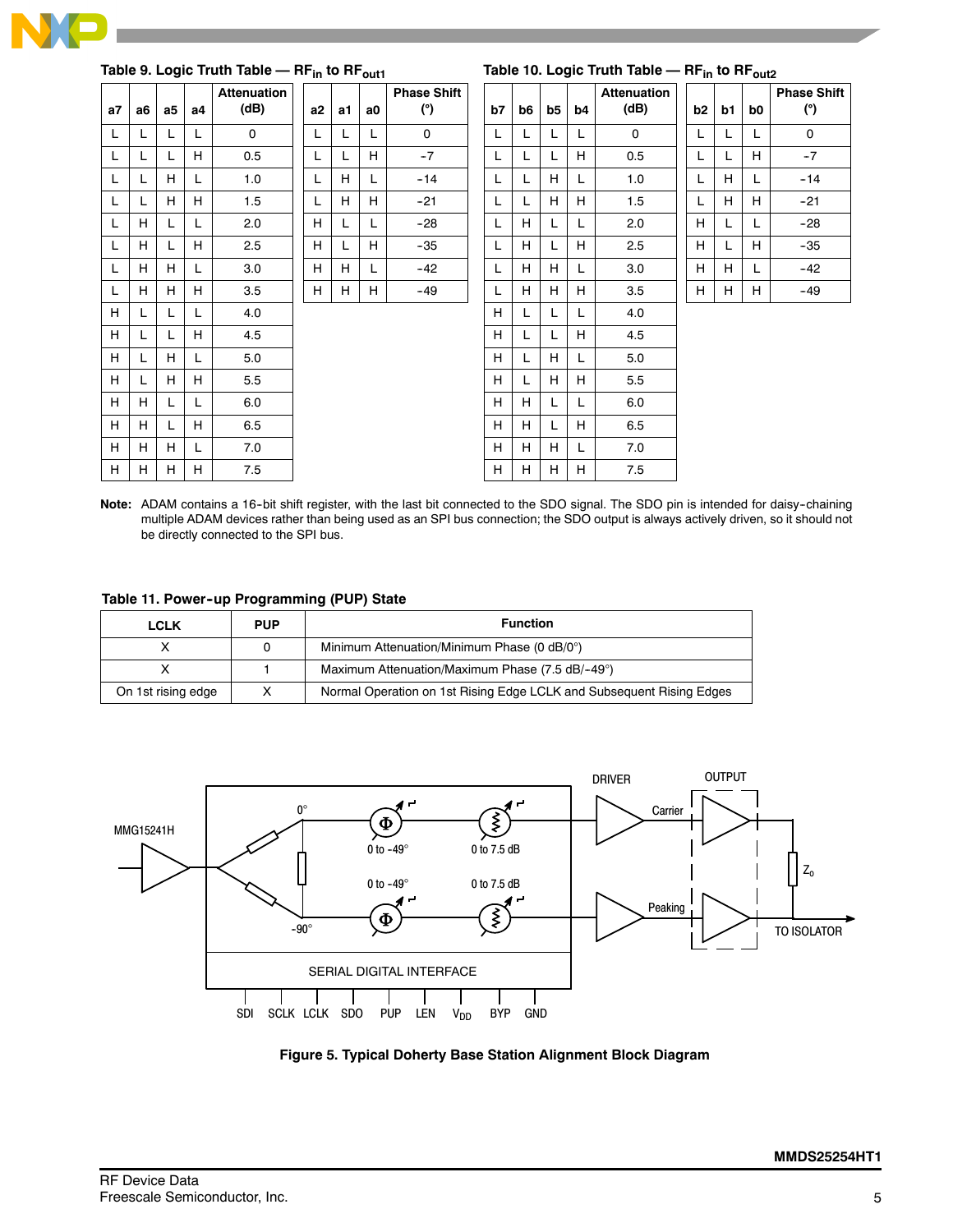**Table 9. Logic Truth Table — $RF_{in}$ to $RF_{out1}$**

| a7 | a6 | a5 | a4 | Attenuation (dB) |
|---|---|---|---|---|
| L | L | L | L | 0 |
| L | L | L | H | 0.5 |
| L | L | H | L | 1.0 |
| L | L | H | H | 1.5 |
| L | H | L | L | 2.0 |
| L | H | L | H | 2.5 |
| L | H | H | L | 3.0 |
| L | H | H | H | 3.5 |
| H | L | L | L | 4.0 |
| H | L | L | H | 4.5 |
| H | L | H | L | 5.0 |
| H | L | H | H | 5.5 |
| H | H | L | L | 6.0 |
| H | H | L | H | 6.5 |
| H | H | H | L | 7.0 |
| H | H | H | H | 7.5 |

| a2 | a1 | a0 | Phase Shift (°) |
|---|---|---|---|
| L | L | L | 0 |
| L | L | H | -7 |
| L | H | L | -14 |
| L | H | H | -21 |
| H | L | L | -28 |
| H | L | H | -35 |
| H | H | L | -42 |
| H | H | H | -49 |

**Table 10. Logic Truth Table — $RF_{in}$ to $RF_{out2}$**

| b7 | b6 | b5 | b4 | Attenuation (dB) |
|---|---|---|---|---|
| L | L | L | L | 0 |
| L | L | L | H | 0.5 |
| L | L | H | L | 1.0 |
| L | L | H | H | 1.5 |
| L | H | L | L | 2.0 |
| L | H | L | H | 2.5 |
| L | H | H | L | 3.0 |
| L | H | H | H | 3.5 |
| H | L | L | L | 4.0 |
| H | L | L | H | 4.5 |
| H | L | H | L | 5.0 |
| H | L | H | H | 5.5 |
| H | H | L | L | 6.0 |
| H | H | L | H | 6.5 |
| H | H | H | L | 7.0 |
| H | H | H | H | 7.5 |

| b2 | b1 | b0 | Phase Shift (°) |
|---|---|---|---|
| L | L | L | 0 |
| L | L | H | -7 |
| L | H | L | -14 |
| L | H | H | -21 |
| H | L | L | -28 |
| H | L | H | -35 |
| H | H | L | -42 |
| H | H | H | -49 |

**Note:** ADAM contains a 16-bit shift register, with the last bit connected to the SDO signal. The SDO pin is intended for daisy-chaining multiple ADAM devices rather than being used as an SPI bus connection; the SDO output is always actively driven, so it should not be directly connected to the SPI bus.

**Table 11. Power-up Programming (PUP) State**

| LCLK | PUP | Function |
|---|---|---|
| X | 0 | Minimum Attenuation/Minimum Phase (0 dB/0°) |
| X | 1 | Maximum Attenuation/Maximum Phase (7.5 dB/-49°) |
| On 1st rising edge | X | Normal Operation on 1st Rising Edge LCLK and Subsequent Rising Edges |

**Figure 5. Typical Doherty Base Station Alignment Block Diagram**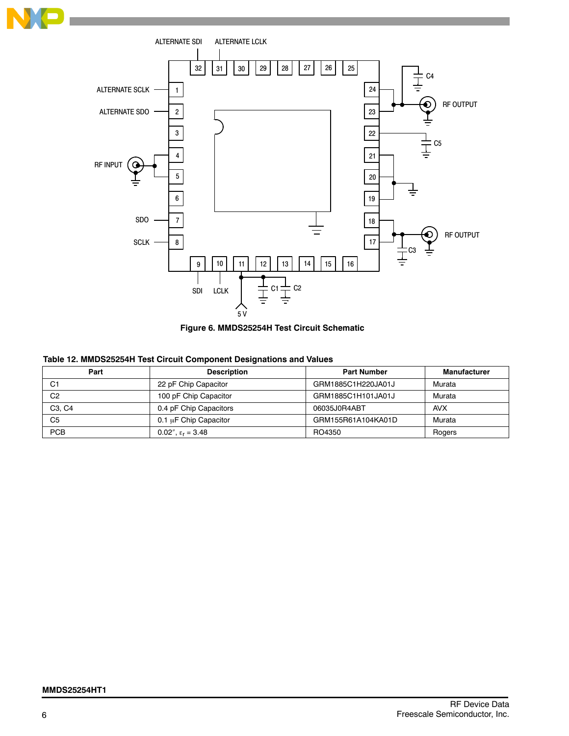ALTERNATE SDI ALTERNATE LCLK

ALTERNATE SCLK

ALTERNATE SDO

RF INPUT

SDO

SCLK

SDI LCLK

5 V

C1 C2

C3

C4

C5

RF OUTPUT

RF OUTPUT

**Figure 6. MMDS25254H Test Circuit Schematic**

**Table 12. MMDS25254H Test Circuit Component Designations and Values**

| Part | Description | Part Number | Manufacturer |
|---|---|---|---|
| C1 | 22 pF Chip Capacitor | GRM1885C1H220JA01J | Murata |
| C2 | 100 pF Chip Capacitor | GRM1885C1H101JA01J | Murata |
| C3, C4 | 0.4 pF Chip Capacitors | 06035J0R4ABT | AVX |
| C5 | 0.1 μF Chip Capacitor | GRM155R61A104KA01D | Murata |
| PCB | 0.02″, $\varepsilon_r$ = 3.48 | RO4350 | Rogers |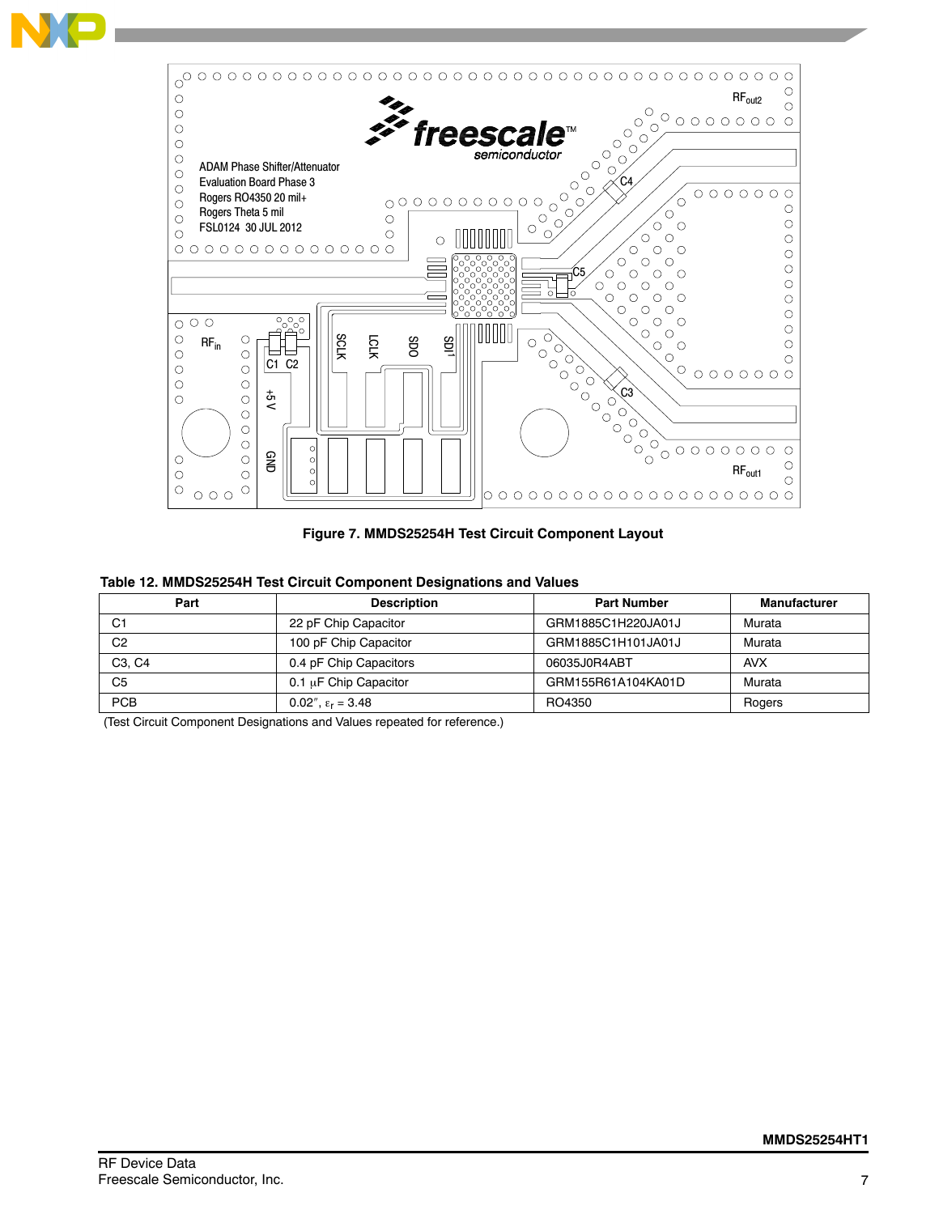Figure 7. MMDS25254H Test Circuit Component Layout

**Table 12. MMDS25254H Test Circuit Component Designations and Values**

| Part | Description | Part Number | Manufacturer |
|---|---|---|---|
| C1 | 22 pF Chip Capacitor | GRM1885C1H220JA01J | Murata |
| C2 | 100 pF Chip Capacitor | GRM1885C1H101JA01J | Murata |
| C3, C4 | 0.4 pF Chip Capacitors | 06035J0R4ABT | AVX |
| C5 | 0.1 μF Chip Capacitor | GRM155R61A104KA01D | Murata |
| PCB | 0.02″, $\varepsilon_r$ = 3.48 | RO4350 | Rogers |

(Test Circuit Component Designations and Values repeated for reference.)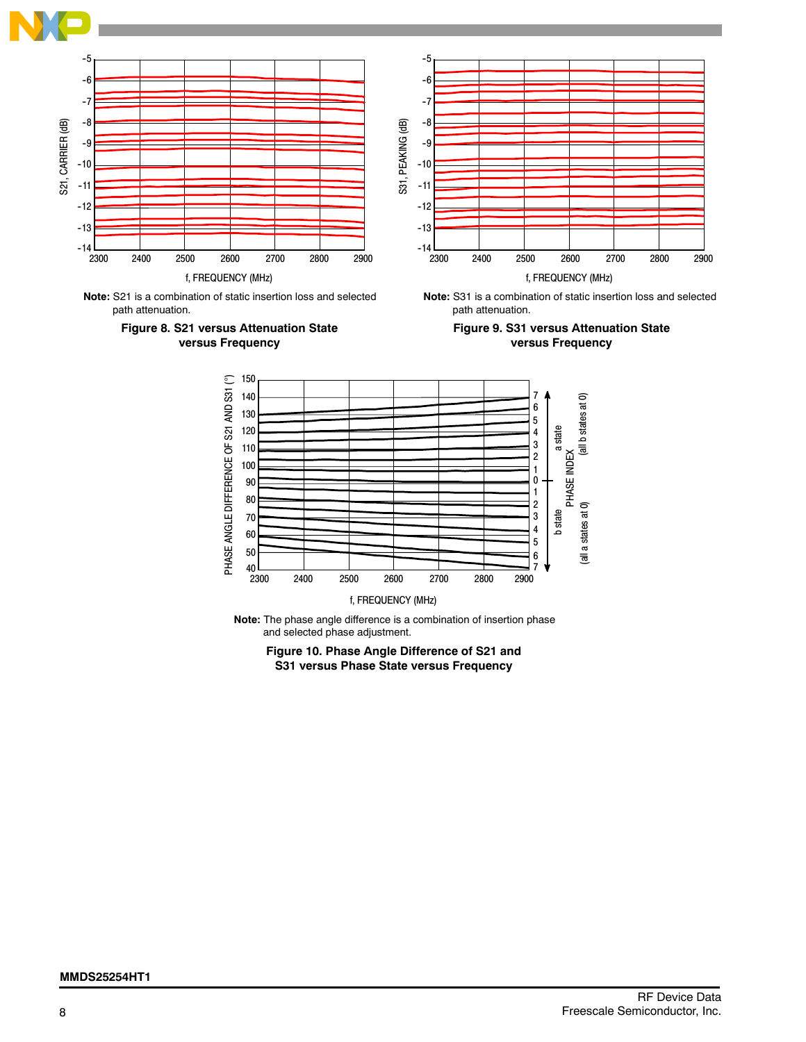Note: S21 is a combination of static insertion loss and selected path attenuation.

**Figure 8. S21 versus Attenuation State versus Frequency**

Note: S31 is a combination of static insertion loss and selected path attenuation.

**Figure 9. S31 versus Attenuation State versus Frequency**

Note: The phase angle difference is a combination of insertion phase and selected phase adjustment.

**Figure 10. Phase Angle Difference of S21 and S31 versus Phase State versus Frequency**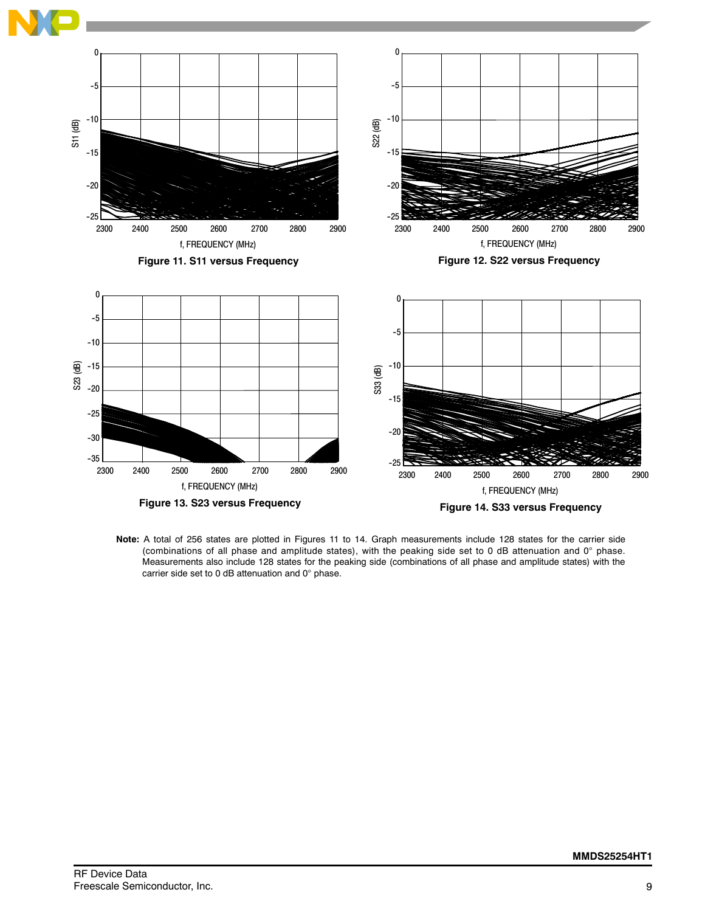Figure 11. S11 versus Frequency

Figure 12. S22 versus Frequency

Figure 13. S23 versus Frequency

Figure 14. S33 versus Frequency

**Note:** A total of 256 states are plotted in Figures 11 to 14. Graph measurements include 128 states for the carrier side (combinations of all phase and amplitude states), with the peaking side set to 0 dB attenuation and 0° phase. Measurements also include 128 states for the peaking side (combinations of all phase and amplitude states) with the carrier side set to 0 dB attenuation and 0° phase.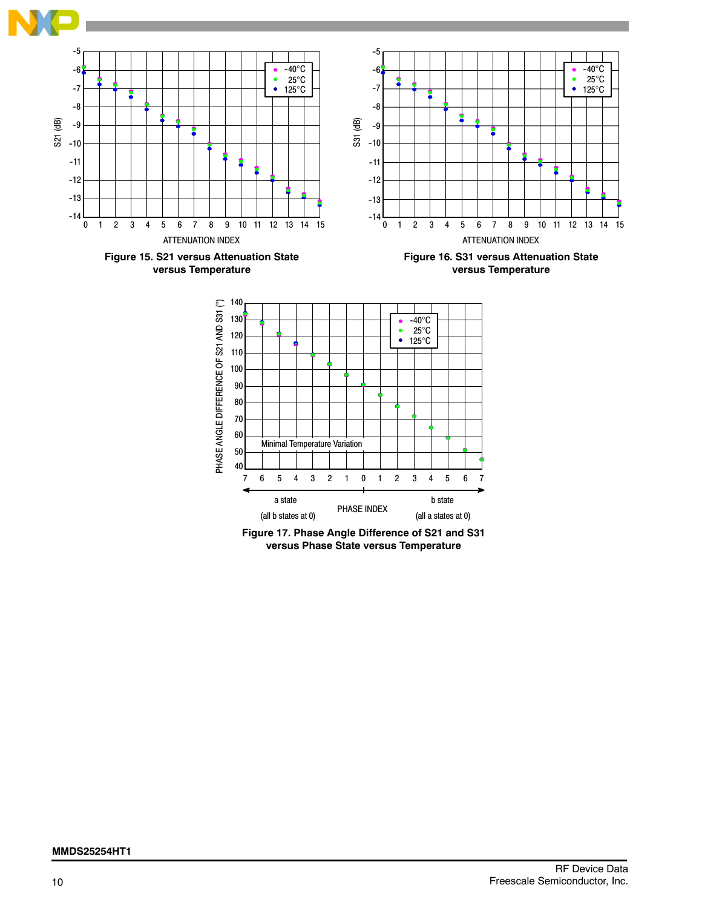**Figure 15. S21 versus Attenuation State versus Temperature**

**Figure 16. S31 versus Attenuation State versus Temperature**

**Figure 17. Phase Angle Difference of S21 and S31 versus Phase State versus Temperature**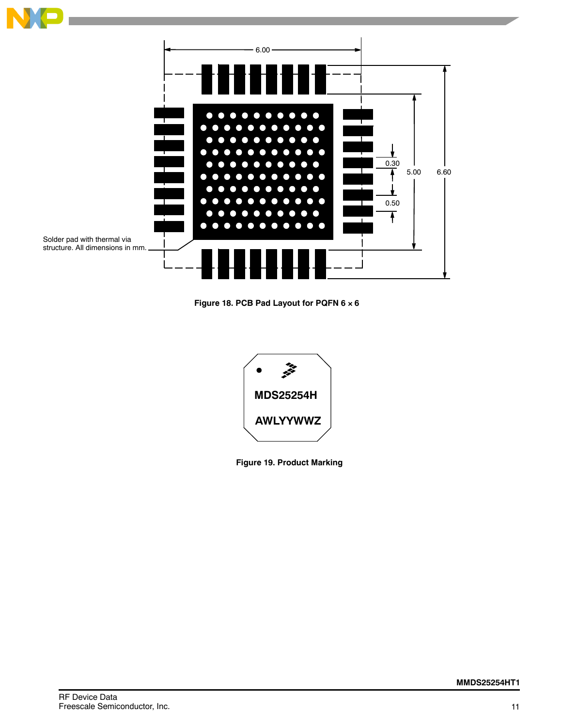Solder pad with thermal via structure. All dimensions in mm.

6.00

0.30

0.50

5.00

6.60

**Figure 18. PCB Pad Layout for PQFN 6 × 6**

MDS25254H

AWLYYWWZ

**Figure 19. Product Marking**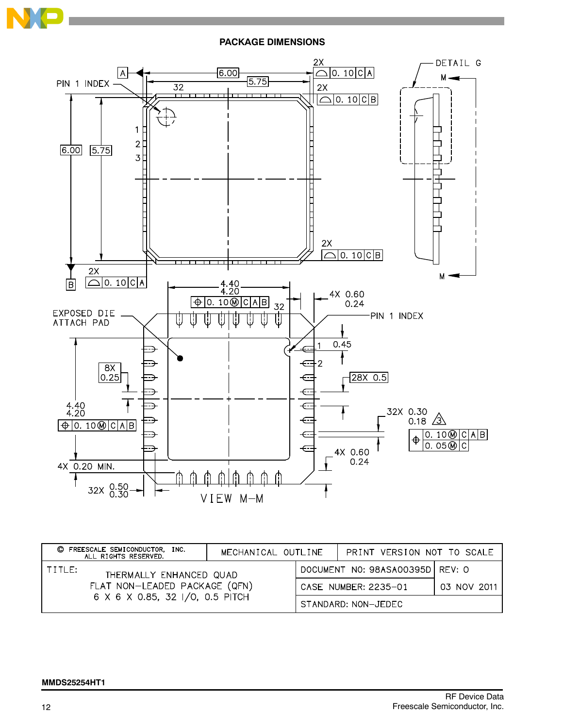## PACKAGE DIMENSIONS

| © FREESCALE SEMICONDUCTOR, INC. ALL RIGHTS RESERVED. | MECHANICAL OUTLINE | PRINT VERSION NOT TO SCALE | |
|---|---|---|---|
| TITLE: THERMALLY ENHANCED QUAD FLAT NON-LEADED PACKAGE (QFN) 6 X 6 X 0.85, 32 I/O, 0.5 PITCH | | DOCUMENT NO: 98ASA00395D | REV: 0 |
| | | CASE NUMBER: 2235-01 | 03 NOV 2011 |
| | | STANDARD: NON-JEDEC | |

MMDS25254HT1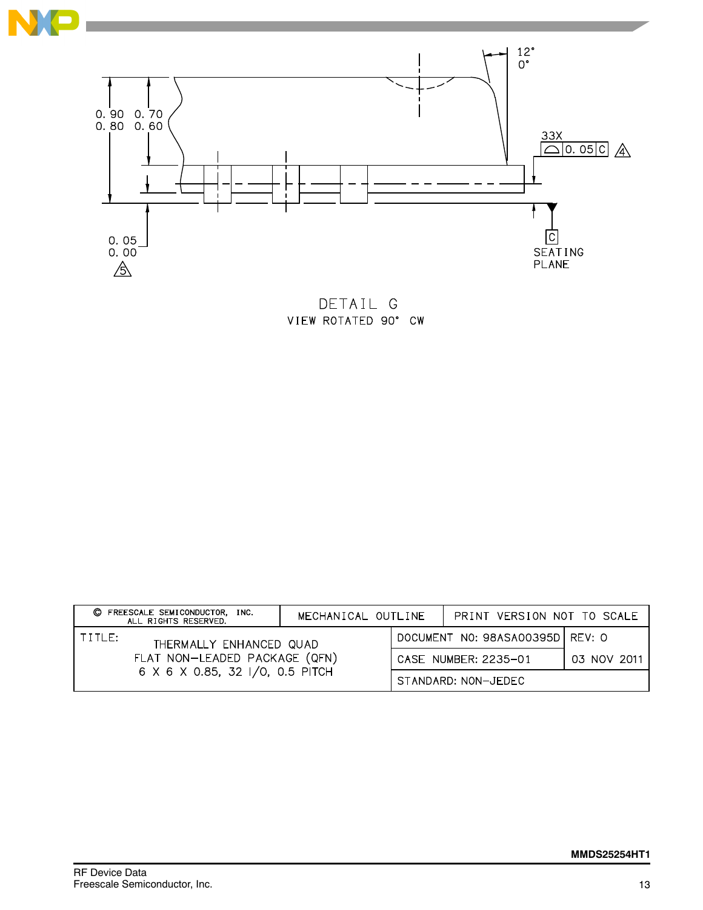12°
0°

0.90
0.80

0.70
0.60

33X
0.05 C
4

0.05
0.00
5

C
SEATING
PLANE

DETAIL G
VIEW ROTATED 90° CW

| © FREESCALE SEMICONDUCTOR, INC. ALL RIGHTS RESERVED. | MECHANICAL OUTLINE | PRINT VERSION NOT TO SCALE |
|---|---|---|
| TITLE: THERMALLY ENHANCED QUAD FLAT NON-LEADED PACKAGE (QFN) 6 X 6 X 0.85, 32 I/O, 0.5 PITCH | DOCUMENT NO: 98ASA00395D | REV: 0 |
| | CASE NUMBER: 2235-01 | 03 NOV 2011 |
| | STANDARD: NON-JEDEC | |

MMDS25254HT1

RF Device Data
Freescale Semiconductor, Inc.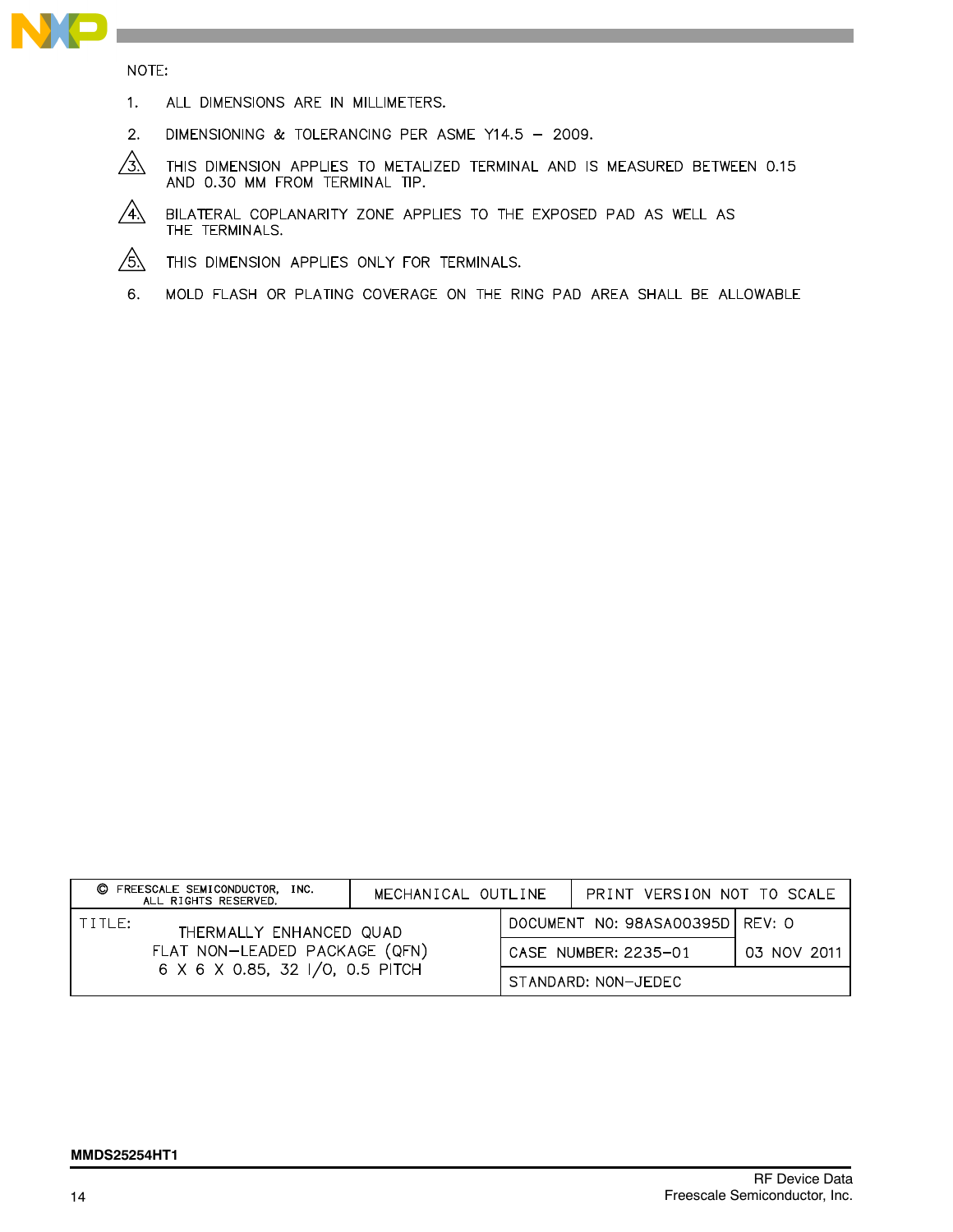NOTE:

1. ALL DIMENSIONS ARE IN MILLIMETERS.
2. DIMENSIONING & TOLERANCING PER ASME Y14.5 – 2009.
3. THIS DIMENSION APPLIES TO METALIZED TERMINAL AND IS MEASURED BETWEEN 0.15 AND 0.30 MM FROM TERMINAL TIP.
4. BILATERAL COPLANARITY ZONE APPLIES TO THE EXPOSED PAD AS WELL AS THE TERMINALS.
5. THIS DIMENSION APPLIES ONLY FOR TERMINALS.
6. MOLD FLASH OR PLATING COVERAGE ON THE RING PAD AREA SHALL BE ALLOWABLE

| © FREESCALE SEMICONDUCTOR, INC. ALL RIGHTS RESERVED. | MECHANICAL OUTLINE | PRINT VERSION NOT TO SCALE | |
|---|---|---|---|
| TITLE: THERMALLY ENHANCED QUAD FLAT NON–LEADED PACKAGE (QFN) 6 X 6 X 0.85, 32 I/O, 0.5 PITCH | | DOCUMENT NO: 98ASA00395D | REV: 0 |
| | | CASE NUMBER: 2235–01 | 03 NOV 2011 |
| | | STANDARD: NON–JEDEC | |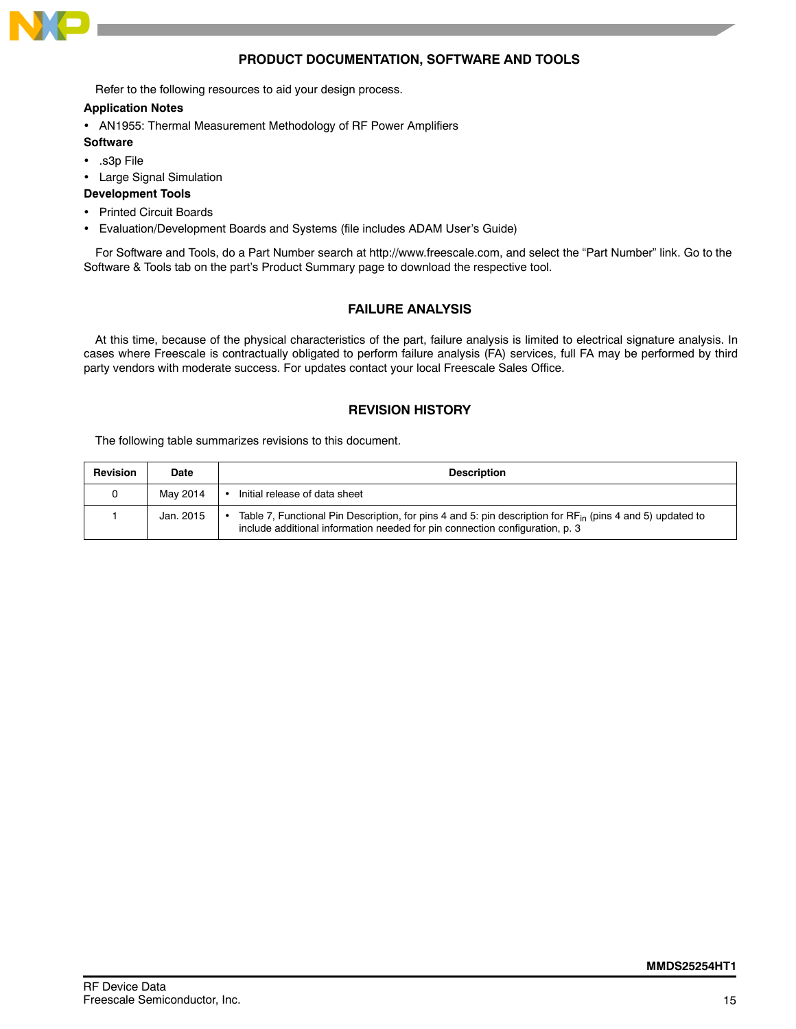## PRODUCT DOCUMENTATION, SOFTWARE AND TOOLS

Refer to the following resources to aid your design process.

**Application Notes**

- AN1955: Thermal Measurement Methodology of RF Power Amplifiers

**Software**

- .s3p File
- Large Signal Simulation

**Development Tools**

- Printed Circuit Boards
- Evaluation/Development Boards and Systems (file includes ADAM User's Guide)

For Software and Tools, do a Part Number search at http://www.freescale.com, and select the "Part Number" link. Go to the Software & Tools tab on the part's Product Summary page to download the respective tool.

## FAILURE ANALYSIS

At this time, because of the physical characteristics of the part, failure analysis is limited to electrical signature analysis. In cases where Freescale is contractually obligated to perform failure analysis (FA) services, full FA may be performed by third party vendors with moderate success. For updates contact your local Freescale Sales Office.

## REVISION HISTORY

The following table summarizes revisions to this document.

| Revision | Date | Description |
|---|---|---|
| 0 | May 2014 | • Initial release of data sheet |
| 1 | Jan. 2015 | • Table 7, Functional Pin Description, for pins 4 and 5: pin description for $RF_{in}$ (pins 4 and 5) updated to include additional information needed for pin connection configuration, p. 3 |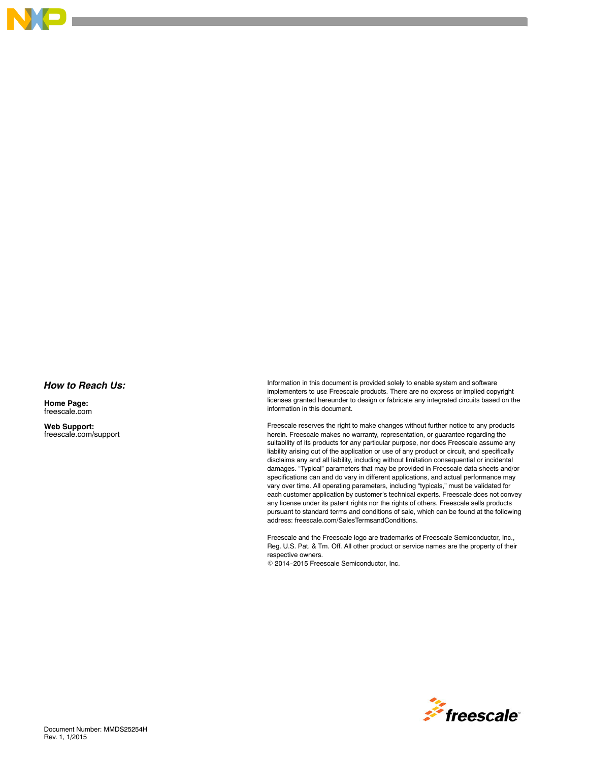### *How to Reach Us:*

**Home Page:**
freescale.com

**Web Support:**
freescale.com/support

Information in this document is provided solely to enable system and software implementers to use Freescale products. There are no express or implied copyright licenses granted hereunder to design or fabricate any integrated circuits based on the information in this document.

Freescale reserves the right to make changes without further notice to any products herein. Freescale makes no warranty, representation, or guarantee regarding the suitability of its products for any particular purpose, nor does Freescale assume any liability arising out of the application or use of any product or circuit, and specifically disclaims any and all liability, including without limitation consequential or incidental damages. "Typical" parameters that may be provided in Freescale data sheets and/or specifications can and do vary in different applications, and actual performance may vary over time. All operating parameters, including "typicals," must be validated for each customer application by customer's technical experts. Freescale does not convey any license under its patent rights nor the rights of others. Freescale sells products pursuant to standard terms and conditions of sale, which can be found at the following address: freescale.com/SalesTermsandConditions.

Freescale and the Freescale logo are trademarks of Freescale Semiconductor, Inc., Reg. U.S. Pat. & Tm. Off. All other product or service names are the property of their respective owners.
© 2014–2015 Freescale Semiconductor, Inc.

Document Number: MMDS25254H
Rev. 1, 1/2015